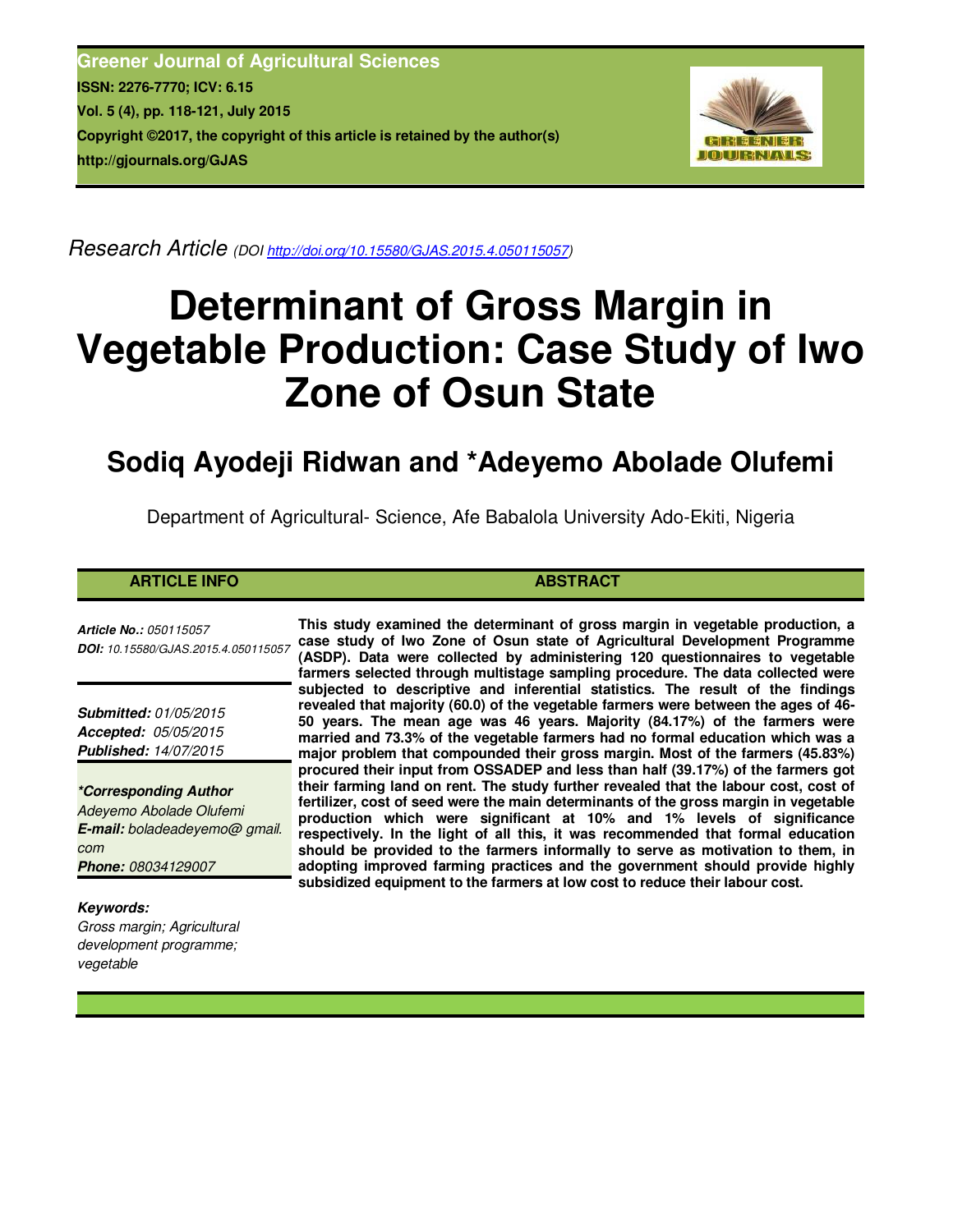Greener Journal of Agricultural Sciences
ISSN: 2276-7770; ICV: 6.15
Vol. 5 (4), pp. 118-121, July 2015
Copyright ©2017, the copyright of this article is retained by the author(s)
http://gjournals.org/GJAS

*Research Article* (DOI http://doi.org/10.15580/GJAS.2015.4.050115057)

# Determinant of Gross Margin in Vegetable Production: Case Study of Iwo Zone of Osun State

## Sodiq Ayodeji Ridwan and *Adeyemo Abolade Olufemi

Department of Agricultural- Science, Afe Babalola University Ado-Ekiti, Nigeria

### ARTICLE INFO

***Article No.:*** *050115057*
***DOI:*** *10.15580/GJAS.2015.4.050115057*

***Submitted:*** *01/05/2015*
***Accepted:*** *05/05/2015*
***Published:*** *14/07/2015*

***\*Corresponding Author***
*Adeyemo Abolade Olufemi*
***E-mail:*** *boladeadeyemo@ gmail. com*
***Phone:*** *08034129007*

***Keywords:***
*Gross margin; Agricultural development programme; vegetable*

### ABSTRACT

**This study examined the determinant of gross margin in vegetable production, a case study of Iwo Zone of Osun state of Agricultural Development Programme (ASDP). Data were collected by administering 120 questionnaires to vegetable farmers selected through multistage sampling procedure. The data collected were subjected to descriptive and inferential statistics. The result of the findings revealed that majority (60.0) of the vegetable farmers were between the ages of 46-50 years. The mean age was 46 years. Majority (84.17%) of the farmers were married and 73.3% of the vegetable farmers had no formal education which was a major problem that compounded their gross margin. Most of the farmers (45.83%) procured their input from OSSADEP and less than half (39.17%) of the farmers got their farming land on rent. The study further revealed that the labour cost, cost of fertilizer, cost of seed were the main determinants of the gross margin in vegetable production which were significant at 10% and 1% levels of significance respectively. In the light of all this, it was recommended that formal education should be provided to the farmers informally to serve as motivation to them, in adopting improved farming practices and the government should provide highly subsidized equipment to the farmers at low cost to reduce their labour cost.**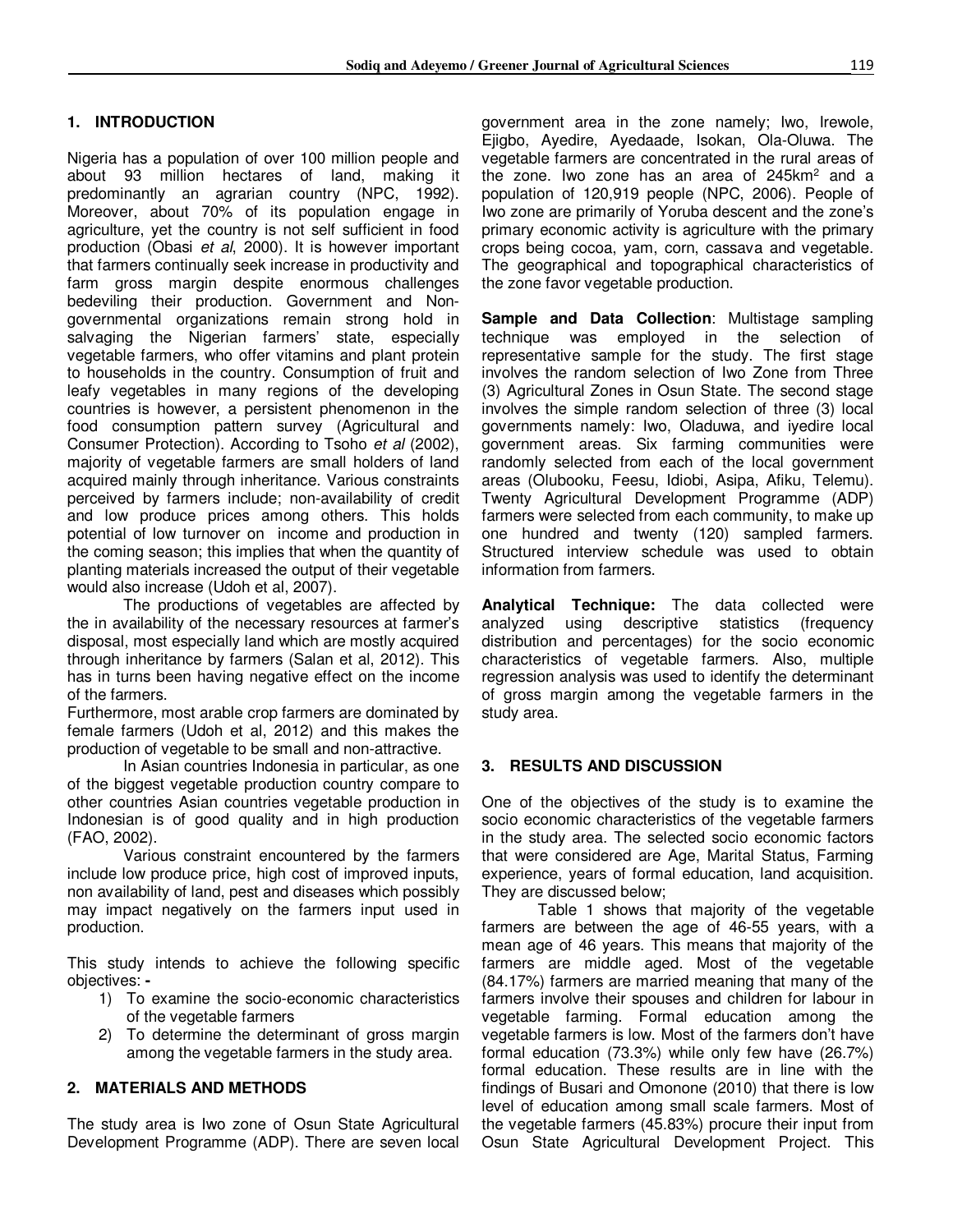## 1. INTRODUCTION

Nigeria has a population of over 100 million people and about 93 million hectares of land, making it predominantly an agrarian country (NPC, 1992). Moreover, about 70% of its population engage in agriculture, yet the country is not self sufficient in food production (Obasi *et al*, 2000). It is however important that farmers continually seek increase in productivity and farm gross margin despite enormous challenges bedeviling their production. Government and Non-governmental organizations remain strong hold in salvaging the Nigerian farmers' state, especially vegetable farmers, who offer vitamins and plant protein to households in the country. Consumption of fruit and leafy vegetables in many regions of the developing countries is however, a persistent phenomenon in the food consumption pattern survey (Agricultural and Consumer Protection). According to Tsoho *et al* (2002), majority of vegetable farmers are small holders of land acquired mainly through inheritance. Various constraints perceived by farmers include; non-availability of credit and low produce prices among others. This holds potential of low turnover on income and production in the coming season; this implies that when the quantity of planting materials increased the output of their vegetable would also increase (Udoh et al, 2007).

The productions of vegetables are affected by the in availability of the necessary resources at farmer's disposal, most especially land which are mostly acquired through inheritance by farmers (Salan et al, 2012). This has in turns been having negative effect on the income of the farmers.

Furthermore, most arable crop farmers are dominated by female farmers (Udoh et al, 2012) and this makes the production of vegetable to be small and non-attractive.

In Asian countries Indonesia in particular, as one of the biggest vegetable production country compare to other countries Asian countries vegetable production in Indonesian is of good quality and in high production (FAO, 2002).

Various constraint encountered by the farmers include low produce price, high cost of improved inputs, non availability of land, pest and diseases which possibly may impact negatively on the farmers input used in production.

This study intends to achieve the following specific objectives: -

1) To examine the socio-economic characteristics of the vegetable farmers
2) To determine the determinant of gross margin among the vegetable farmers in the study area.

## 2. MATERIALS AND METHODS

The study area is Iwo zone of Osun State Agricultural Development Programme (ADP). There are seven local government area in the zone namely; Iwo, Irewole, Ejigbo, Ayedire, Ayedaade, Isokan, Ola-Oluwa. The vegetable farmers are concentrated in the rural areas of the zone. Iwo zone has an area of 245km$^2$ and a population of 120,919 people (NPC, 2006). People of Iwo zone are primarily of Yoruba descent and the zone's primary economic activity is agriculture with the primary crops being cocoa, yam, corn, cassava and vegetable. The geographical and topographical characteristics of the zone favor vegetable production.

**Sample and Data Collection**: Multistage sampling technique was employed in the selection of representative sample for the study. The first stage involves the random selection of Iwo Zone from Three (3) Agricultural Zones in Osun State. The second stage involves the simple random selection of three (3) local governments namely: Iwo, Oladuwa, and iyedire local government areas. Six farming communities were randomly selected from each of the local government areas (Olubooku, Feesu, Idiobi, Asipa, Afiku, Telemu). Twenty Agricultural Development Programme (ADP) farmers were selected from each community, to make up one hundred and twenty (120) sampled farmers. Structured interview schedule was used to obtain information from farmers.

**Analytical Technique:** The data collected were analyzed using descriptive statistics (frequency distribution and percentages) for the socio economic characteristics of vegetable farmers. Also, multiple regression analysis was used to identify the determinant of gross margin among the vegetable farmers in the study area.

## 3. RESULTS AND DISCUSSION

One of the objectives of the study is to examine the socio economic characteristics of the vegetable farmers in the study area. The selected socio economic factors that were considered are Age, Marital Status, Farming experience, years of formal education, land acquisition. They are discussed below;

Table 1 shows that majority of the vegetable farmers are between the age of 46-55 years, with a mean age of 46 years. This means that majority of the farmers are middle aged. Most of the vegetable (84.17%) farmers are married meaning that many of the farmers involve their spouses and children for labour in vegetable farming. Formal education among the vegetable farmers is low. Most of the farmers don't have formal education (73.3%) while only few have (26.7%) formal education. These results are in line with the findings of Busari and Omonone (2010) that there is low level of education among small scale farmers. Most of the vegetable farmers (45.83%) procure their input from Osun State Agricultural Development Project. This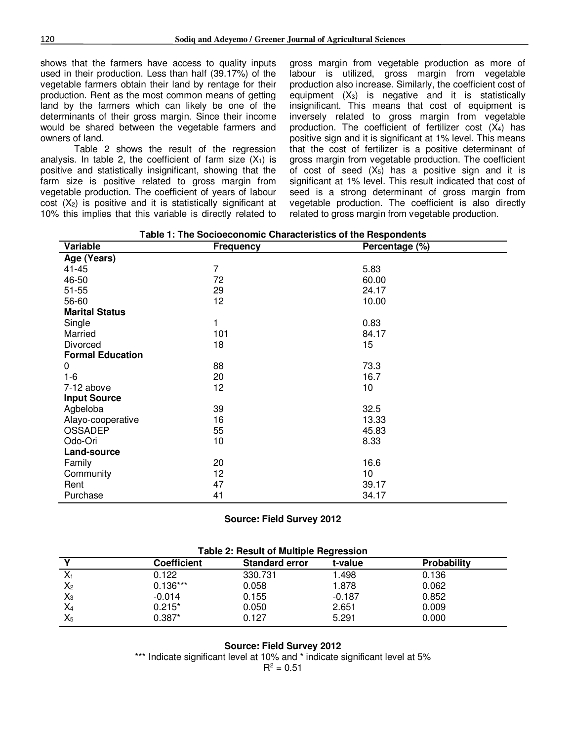shows that the farmers have access to quality inputs used in their production. Less than half (39.17%) of the vegetable farmers obtain their land by rentage for their production. Rent as the most common means of getting land by the farmers which can likely be one of the determinants of their gross margin. Since their income would be shared between the vegetable farmers and owners of land.

Table 2 shows the result of the regression analysis. In table 2, the coefficient of farm size ($X_1$) is positive and statistically insignificant, showing that the farm size is positive related to gross margin from vegetable production. The coefficient of years of labour cost ($X_2$) is positive and it is statistically significant at 10% this implies that this variable is directly related to gross margin from vegetable production as more of labour is utilized, gross margin from vegetable production also increase. Similarly, the coefficient cost of equipment ($X_3$) is negative and it is statistically insignificant. This means that cost of equipment is inversely related to gross margin from vegetable production. The coefficient of fertilizer cost ($X_4$) has positive sign and it is significant at 1% level. This means that the cost of fertilizer is a positive determinant of gross margin from vegetable production. The coefficient of cost of seed ($X_5$) has a positive sign and it is significant at 1% level. This result indicated that cost of seed is a strong determinant of gross margin from vegetable production. The coefficient is also directly related to gross margin from vegetable production.

**Table 1: The Socioeconomic Characteristics of the Respondents**

| Variable | Frequency | Percentage (%) |
|---|---|---|
| **Age (Years)** | | |
| 41-45 | 7 | 5.83 |
| 46-50 | 72 | 60.00 |
| 51-55 | 29 | 24.17 |
| 56-60 | 12 | 10.00 |
| **Marital Status** | | |
| Single | 1 | 0.83 |
| Married | 101 | 84.17 |
| Divorced | 18 | 15 |
| **Formal Education** | | |
| 0 | 88 | 73.3 |
| 1-6 | 20 | 16.7 |
| 7-12 above | 12 | 10 |
| **Input Source** | | |
| Agbeloba | 39 | 32.5 |
| Alayo-cooperative | 16 | 13.33 |
| OSSADEP | 55 | 45.83 |
| Odo-Ori | 10 | 8.33 |
| **Land-source** | | |
| Family | 20 | 16.6 |
| Community | 12 | 10 |
| Rent | 47 | 39.17 |
| Purchase | 41 | 34.17 |

**Source: Field Survey 2012**

**Table 2: Result of Multiple Regression**

| Y | Coefficient | Standard error | t-value | Probability |
|---|---|---|---|---|
| $X_1$ | 0.122 | 330.731 | 1.498 | 0.136 |
| $X_2$ | 0.136*** | 0.058 | 1.878 | 0.062 |
| $X_3$ | -0.014 | 0.155 | -0.187 | 0.852 |
| $X_4$ | 0.215* | 0.050 | 2.651 | 0.009 |
| $X_5$ | 0.387* | 0.127 | 5.291 | 0.000 |

**Source: Field Survey 2012**

*** Indicate significant level at 10% and * indicate significant level at 5%

$R^2 = 0.51$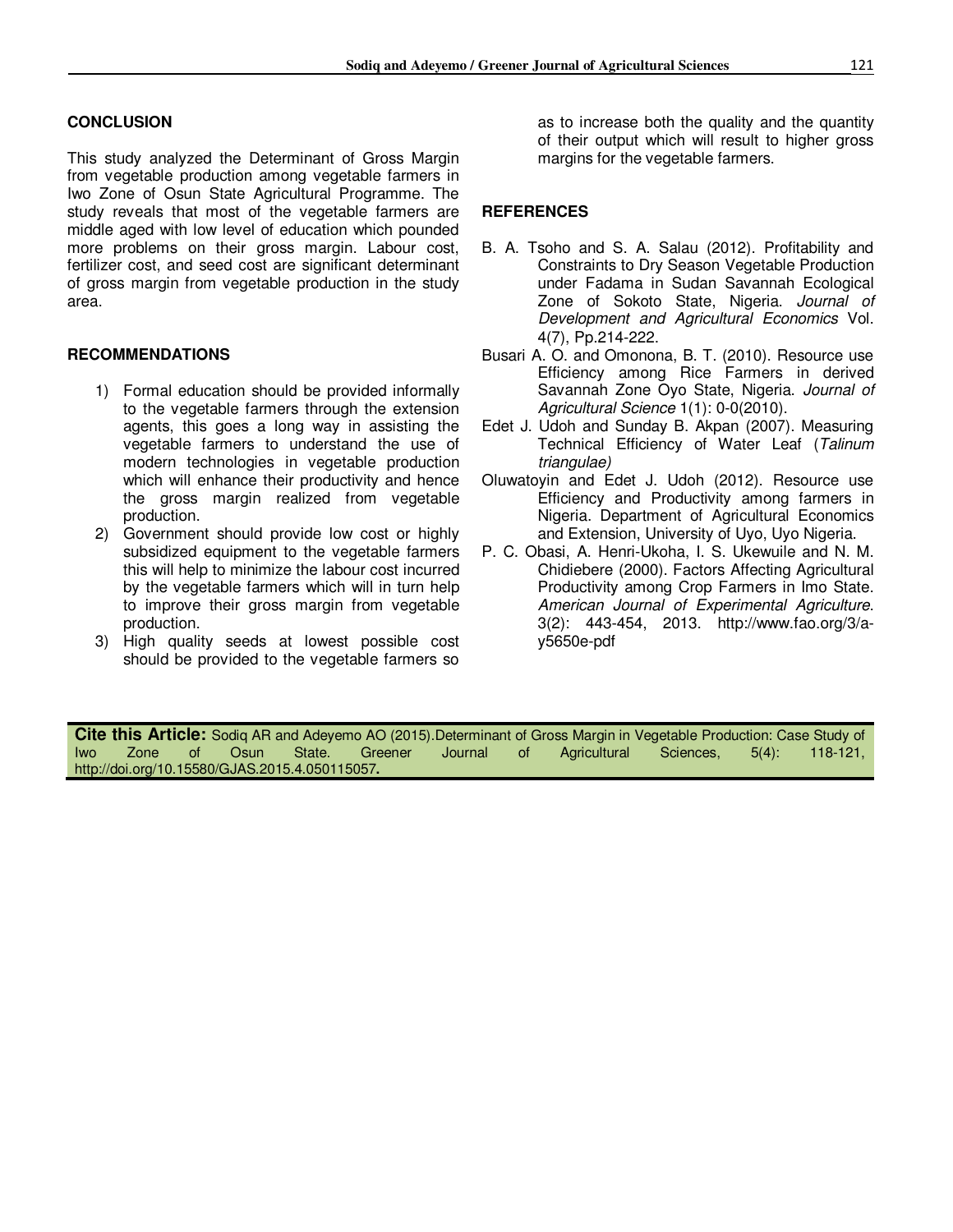## CONCLUSION

This study analyzed the Determinant of Gross Margin from vegetable production among vegetable farmers in Iwo Zone of Osun State Agricultural Programme. The study reveals that most of the vegetable farmers are middle aged with low level of education which pounded more problems on their gross margin. Labour cost, fertilizer cost, and seed cost are significant determinant of gross margin from vegetable production in the study area.

## RECOMMENDATIONS

1) Formal education should be provided informally to the vegetable farmers through the extension agents, this goes a long way in assisting the vegetable farmers to understand the use of modern technologies in vegetable production which will enhance their productivity and hence the gross margin realized from vegetable production.
2) Government should provide low cost or highly subsidized equipment to the vegetable farmers this will help to minimize the labour cost incurred by the vegetable farmers which will in turn help to improve their gross margin from vegetable production.
3) High quality seeds at lowest possible cost should be provided to the vegetable farmers so as to increase both the quality and the quantity of their output which will result to higher gross margins for the vegetable farmers.

## REFERENCES

B. A. Tsoho and S. A. Salau (2012). Profitability and Constraints to Dry Season Vegetable Production under Fadama in Sudan Savannah Ecological Zone of Sokoto State, Nigeria. *Journal of Development and Agricultural Economics* Vol. 4(7), Pp.214-222.

Busari A. O. and Omonona, B. T. (2010). Resource use Efficiency among Rice Farmers in derived Savannah Zone Oyo State, Nigeria. *Journal of Agricultural Science* 1(1): 0-0(2010).

Edet J. Udoh and Sunday B. Akpan (2007). Measuring Technical Efficiency of Water Leaf (*Talinum triangulae)*

Oluwatoyin and Edet J. Udoh (2012). Resource use Efficiency and Productivity among farmers in Nigeria. Department of Agricultural Economics and Extension, University of Uyo, Uyo Nigeria.

P. C. Obasi, A. Henri-Ukoha, I. S. Ukewuile and N. M. Chidiebere (2000). Factors Affecting Agricultural Productivity among Crop Farmers in Imo State. *American Journal of Experimental Agriculture*. 3(2): 443-454, 2013. http://www.fao.org/3/a-y5650e-pdf

**Cite this Article:** Sodiq AR and Adeyemo AO (2015).Determinant of Gross Margin in Vegetable Production: Case Study of Iwo Zone of Osun State. Greener Journal of Agricultural Sciences, 5(4): 118-121, http://doi.org/10.15580/GJAS.2015.4.050115057**.**